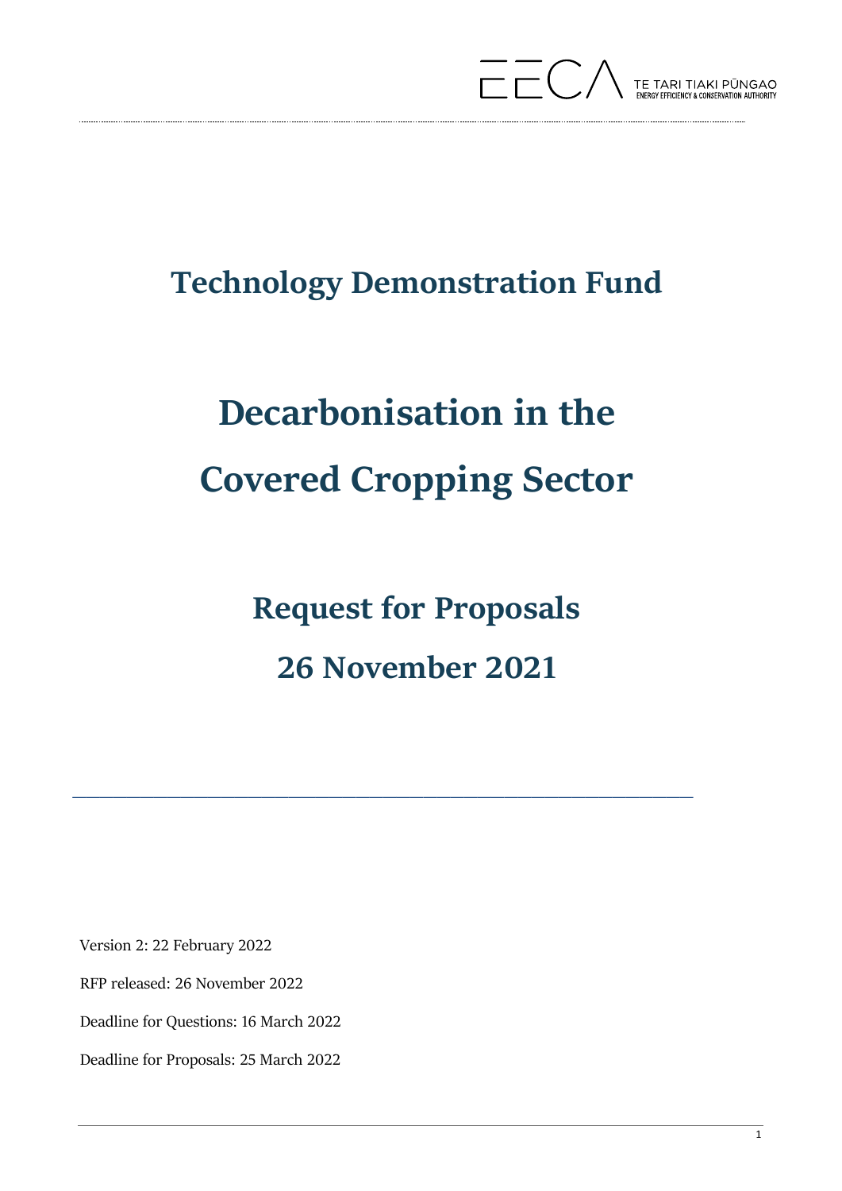# Technology Demonstration Fund

# Decarbonisation in the Covered Cropping Sector

## Request for Proposals

## 26 November 2021

Version 2: 22 February 2022

RFP released: 26 November 2022

Deadline for Questions: 16 March 2022

Deadline for Proposals: 25 March 2022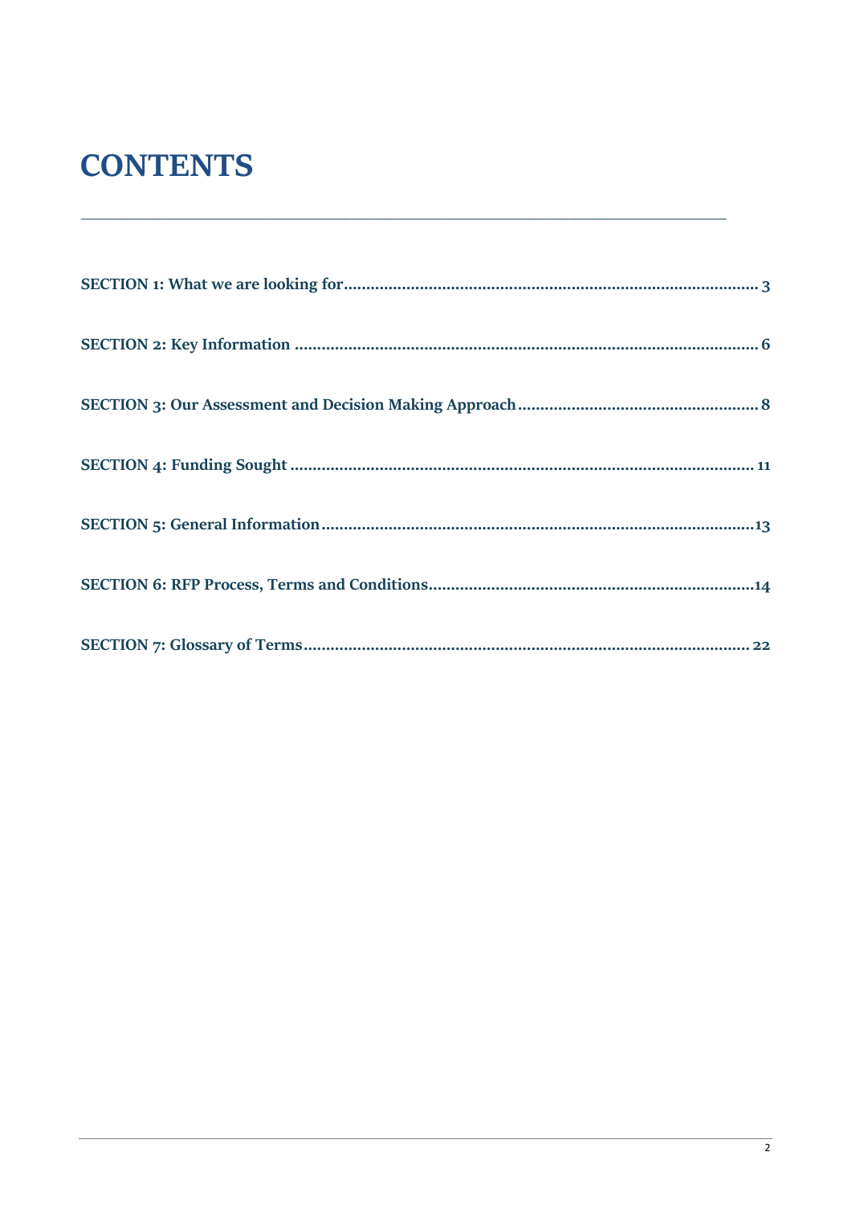# CONTENTS

---

**SECTION 1: What we are looking for** ........................................................................................ 3

**SECTION 2: Key Information** ........................................................................................ 6

**SECTION 3: Our Assessment and Decision Making Approach** ........................................................ 8

**SECTION 4: Funding Sought** ........................................................................................ 11

**SECTION 5: General Information** ........................................................................................ 13

**SECTION 6: RFP Process, Terms and Conditions** ........................................................................ 14

**SECTION 7: Glossary of Terms** ........................................................................................ 22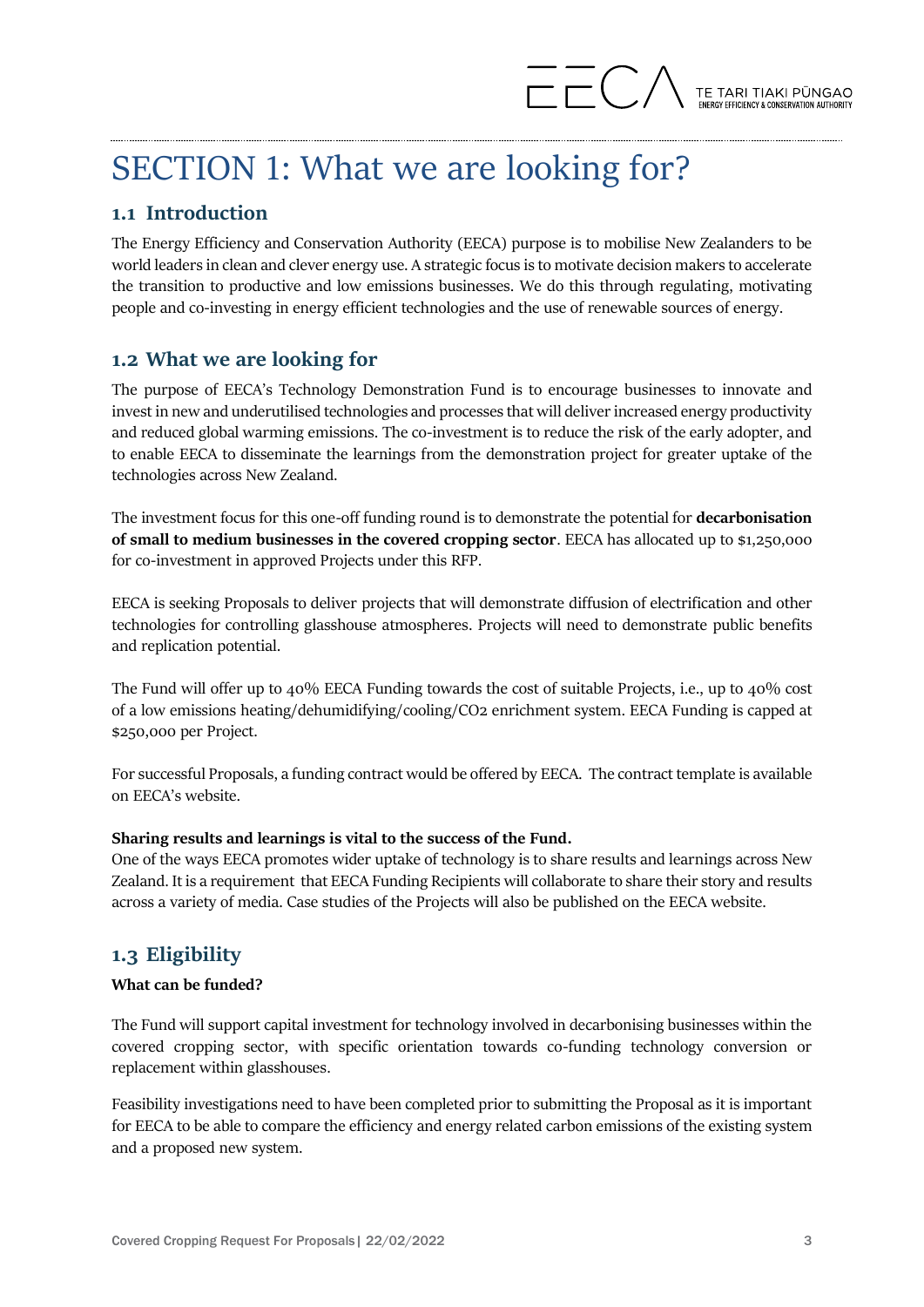# SECTION 1: What we are looking for?

## 1.1 Introduction

The Energy Efficiency and Conservation Authority (EECA) purpose is to mobilise New Zealanders to be world leaders in clean and clever energy use. A strategic focus is to motivate decision makers to accelerate the transition to productive and low emissions businesses. We do this through regulating, motivating people and co-investing in energy efficient technologies and the use of renewable sources of energy.

## 1.2 What we are looking for

The purpose of EECA's Technology Demonstration Fund is to encourage businesses to innovate and invest in new and underutilised technologies and processes that will deliver increased energy productivity and reduced global warming emissions. The co-investment is to reduce the risk of the early adopter, and to enable EECA to disseminate the learnings from the demonstration project for greater uptake of the technologies across New Zealand.

The investment focus for this one-off funding round is to demonstrate the potential for **decarbonisation of small to medium businesses in the covered cropping sector**. EECA has allocated up to $1,250,000 for co-investment in approved Projects under this RFP.

EECA is seeking Proposals to deliver projects that will demonstrate diffusion of electrification and other technologies for controlling glasshouse atmospheres. Projects will need to demonstrate public benefits and replication potential.

The Fund will offer up to 40% EECA Funding towards the cost of suitable Projects, i.e., up to 40% cost of a low emissions heating/dehumidifying/cooling/$CO_2$ enrichment system. EECA Funding is capped at $250,000 per Project.

For successful Proposals, a funding contract would be offered by EECA. The contract template is available on EECA's website.

**Sharing results and learnings is vital to the success of the Fund.**

One of the ways EECA promotes wider uptake of technology is to share results and learnings across New Zealand. It is a requirement that EECA Funding Recipients will collaborate to share their story and results across a variety of media. Case studies of the Projects will also be published on the EECA website.

## 1.3 Eligibility

**What can be funded?**

The Fund will support capital investment for technology involved in decarbonising businesses within the covered cropping sector, with specific orientation towards co-funding technology conversion or replacement within glasshouses.

Feasibility investigations need to have been completed prior to submitting the Proposal as it is important for EECA to be able to compare the efficiency and energy related carbon emissions of the existing system and a proposed new system.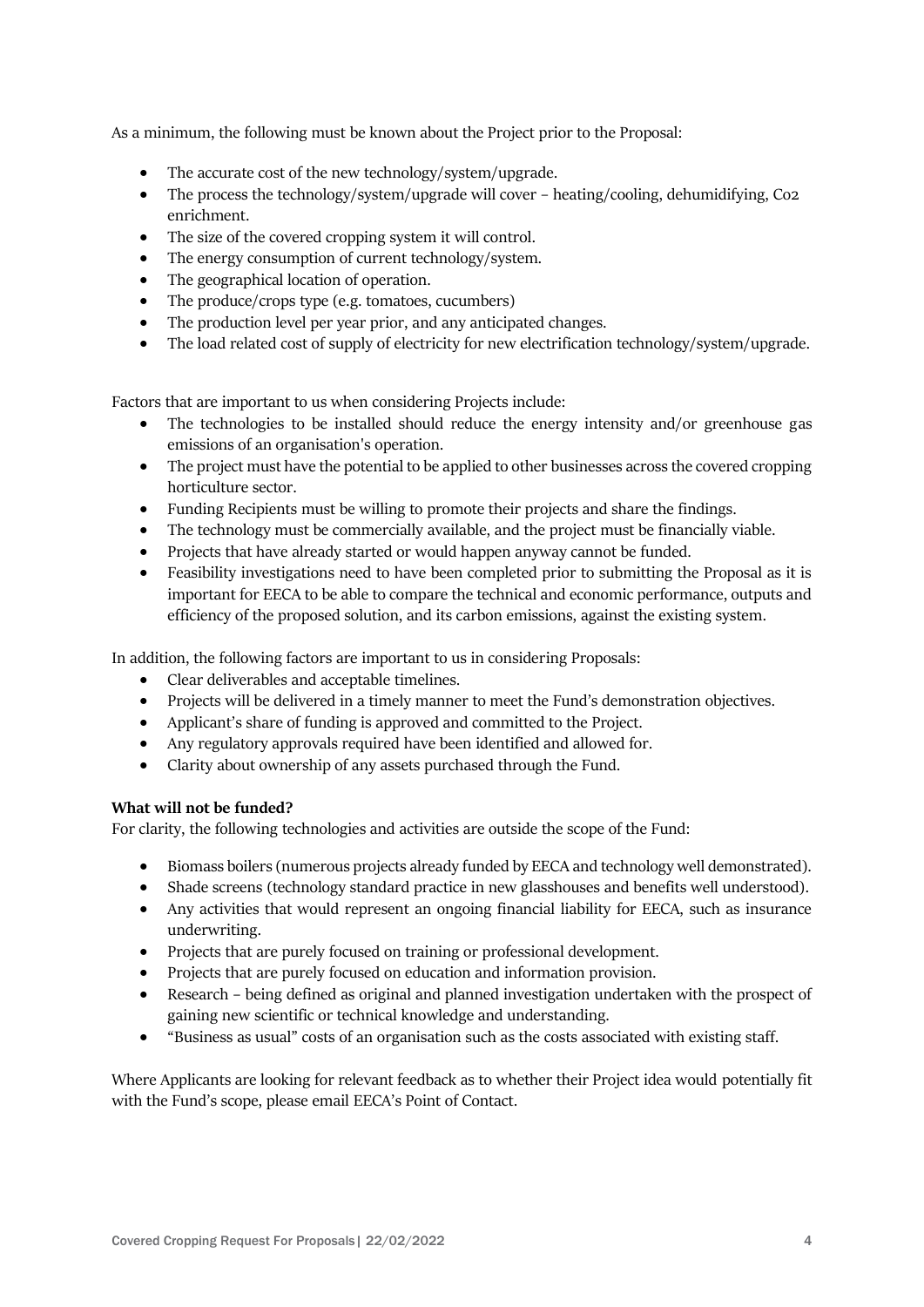As a minimum, the following must be known about the Project prior to the Proposal:

- The accurate cost of the new technology/system/upgrade.
- The process the technology/system/upgrade will cover – heating/cooling, dehumidifying, Co2 enrichment.
- The size of the covered cropping system it will control.
- The energy consumption of current technology/system.
- The geographical location of operation.
- The produce/crops type (e.g. tomatoes, cucumbers)
- The production level per year prior, and any anticipated changes.
- The load related cost of supply of electricity for new electrification technology/system/upgrade.

Factors that are important to us when considering Projects include:

- The technologies to be installed should reduce the energy intensity and/or greenhouse gas emissions of an organisation's operation.
- The project must have the potential to be applied to other businesses across the covered cropping horticulture sector.
- Funding Recipients must be willing to promote their projects and share the findings.
- The technology must be commercially available, and the project must be financially viable.
- Projects that have already started or would happen anyway cannot be funded.
- Feasibility investigations need to have been completed prior to submitting the Proposal as it is important for EECA to be able to compare the technical and economic performance, outputs and efficiency of the proposed solution, and its carbon emissions, against the existing system.

In addition, the following factors are important to us in considering Proposals:

- Clear deliverables and acceptable timelines.
- Projects will be delivered in a timely manner to meet the Fund's demonstration objectives.
- Applicant's share of funding is approved and committed to the Project.
- Any regulatory approvals required have been identified and allowed for.
- Clarity about ownership of any assets purchased through the Fund.

**What will not be funded?**

For clarity, the following technologies and activities are outside the scope of the Fund:

- Biomass boilers (numerous projects already funded by EECA and technology well demonstrated).
- Shade screens (technology standard practice in new glasshouses and benefits well understood).
- Any activities that would represent an ongoing financial liability for EECA, such as insurance underwriting.
- Projects that are purely focused on training or professional development.
- Projects that are purely focused on education and information provision.
- Research – being defined as original and planned investigation undertaken with the prospect of gaining new scientific or technical knowledge and understanding.
- "Business as usual" costs of an organisation such as the costs associated with existing staff.

Where Applicants are looking for relevant feedback as to whether their Project idea would potentially fit with the Fund's scope, please email EECA's Point of Contact.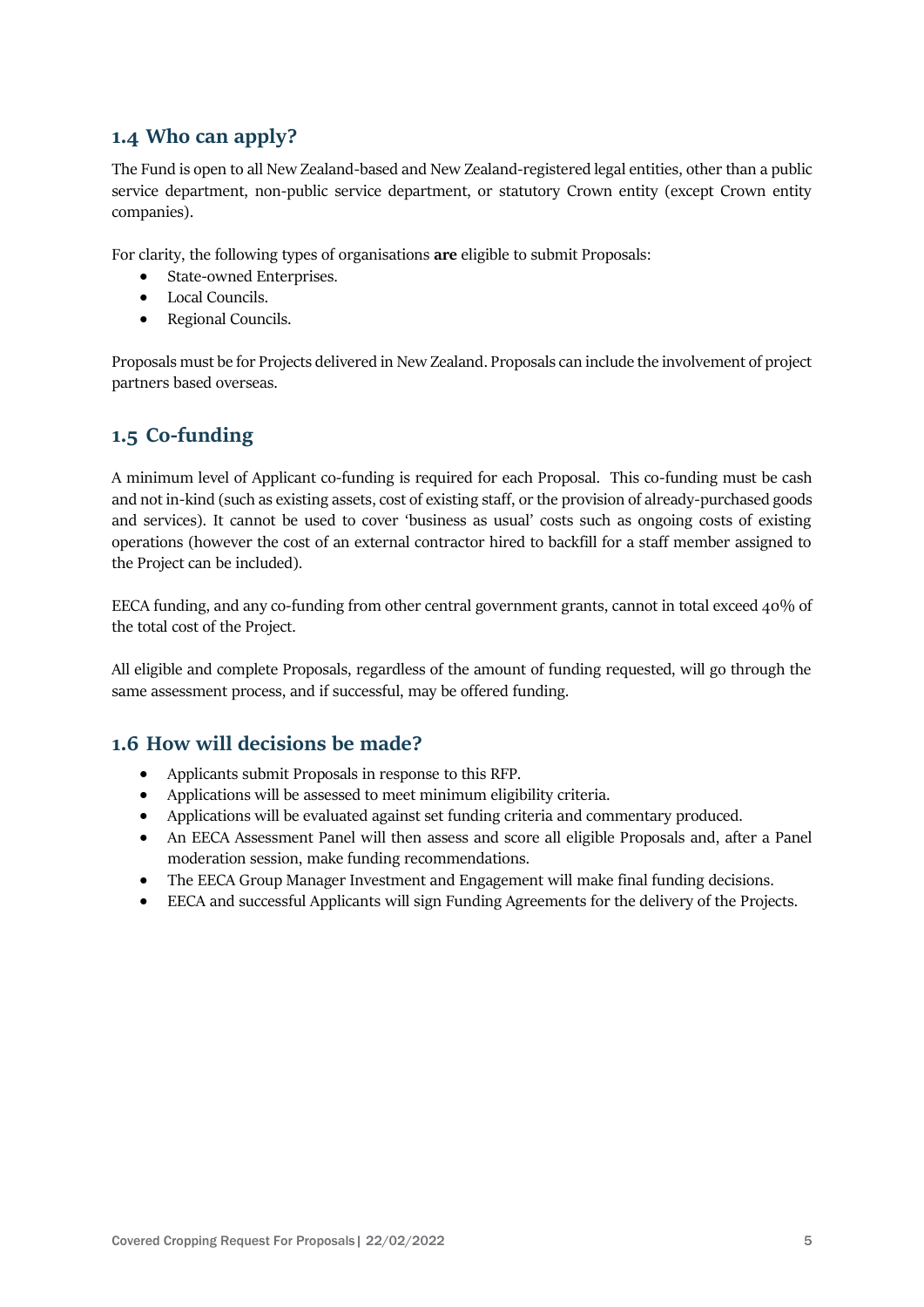## 1.4 Who can apply?

The Fund is open to all New Zealand-based and New Zealand-registered legal entities, other than a public service department, non-public service department, or statutory Crown entity (except Crown entity companies).

For clarity, the following types of organisations **are** eligible to submit Proposals:

- State-owned Enterprises.
- Local Councils.
- Regional Councils.

Proposals must be for Projects delivered in New Zealand. Proposals can include the involvement of project partners based overseas.

## 1.5 Co-funding

A minimum level of Applicant co-funding is required for each Proposal. This co-funding must be cash and not in-kind (such as existing assets, cost of existing staff, or the provision of already-purchased goods and services). It cannot be used to cover 'business as usual' costs such as ongoing costs of existing operations (however the cost of an external contractor hired to backfill for a staff member assigned to the Project can be included).

EECA funding, and any co-funding from other central government grants, cannot in total exceed 40% of the total cost of the Project.

All eligible and complete Proposals, regardless of the amount of funding requested, will go through the same assessment process, and if successful, may be offered funding.

## 1.6 How will decisions be made?

- Applicants submit Proposals in response to this RFP.
- Applications will be assessed to meet minimum eligibility criteria.
- Applications will be evaluated against set funding criteria and commentary produced.
- An EECA Assessment Panel will then assess and score all eligible Proposals and, after a Panel moderation session, make funding recommendations.
- The EECA Group Manager Investment and Engagement will make final funding decisions.
- EECA and successful Applicants will sign Funding Agreements for the delivery of the Projects.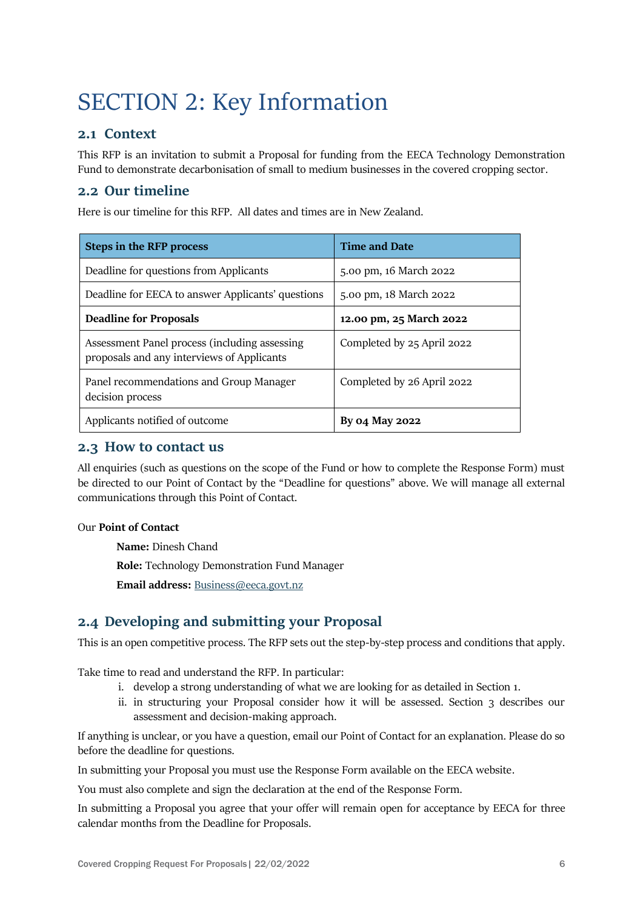# SECTION 2: Key Information

## 2.1 Context

This RFP is an invitation to submit a Proposal for funding from the EECA Technology Demonstration Fund to demonstrate decarbonisation of small to medium businesses in the covered cropping sector.

## 2.2 Our timeline

Here is our timeline for this RFP. All dates and times are in New Zealand.

| Steps in the RFP process | Time and Date |
| --- | --- |
| Deadline for questions from Applicants | 5.00 pm, 16 March 2022 |
| Deadline for EECA to answer Applicants' questions | 5.00 pm, 18 March 2022 |
| **Deadline for Proposals** | **12.00 pm, 25 March 2022** |
| Assessment Panel process (including assessing proposals and any interviews of Applicants | Completed by 25 April 2022 |
| Panel recommendations and Group Manager decision process | Completed by 26 April 2022 |
| Applicants notified of outcome | **By 04 May 2022** |

## 2.3 How to contact us

All enquiries (such as questions on the scope of the Fund or how to complete the Response Form) must be directed to our Point of Contact by the "Deadline for questions" above. We will manage all external communications through this Point of Contact.

Our **Point of Contact**

**Name:** Dinesh Chand

**Role:** Technology Demonstration Fund Manager

**Email address:** Business@eeca.govt.nz

## 2.4 Developing and submitting your Proposal

This is an open competitive process. The RFP sets out the step-by-step process and conditions that apply.

Take time to read and understand the RFP. In particular:

i. develop a strong understanding of what we are looking for as detailed in Section 1.
ii. in structuring your Proposal consider how it will be assessed. Section 3 describes our assessment and decision-making approach.

If anything is unclear, or you have a question, email our Point of Contact for an explanation. Please do so before the deadline for questions.

In submitting your Proposal you must use the Response Form available on the EECA website.

You must also complete and sign the declaration at the end of the Response Form.

In submitting a Proposal you agree that your offer will remain open for acceptance by EECA for three calendar months from the Deadline for Proposals.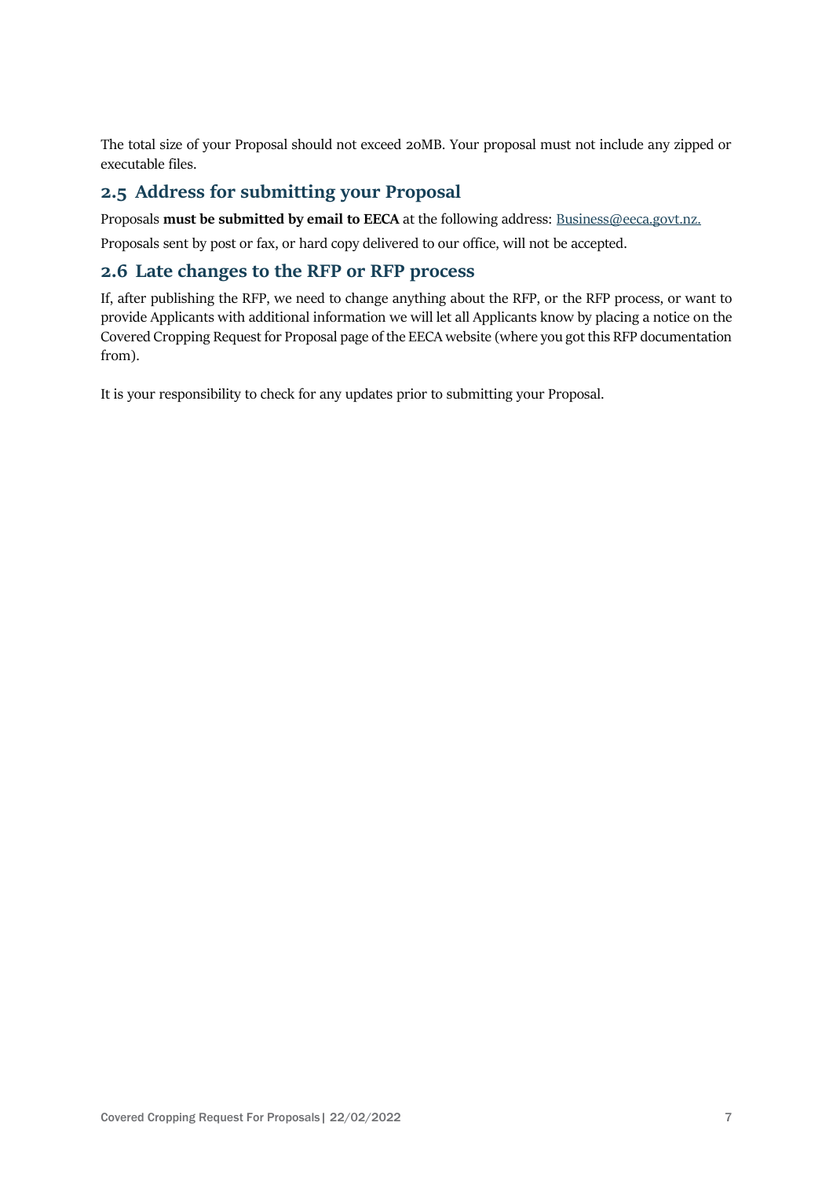The total size of your Proposal should not exceed 20MB. Your proposal must not include any zipped or executable files.

## 2.5 Address for submitting your Proposal

Proposals **must be submitted by email to EECA** at the following address: Business@eeca.govt.nz.

Proposals sent by post or fax, or hard copy delivered to our office, will not be accepted.

## 2.6 Late changes to the RFP or RFP process

If, after publishing the RFP, we need to change anything about the RFP, or the RFP process, or want to provide Applicants with additional information we will let all Applicants know by placing a notice on the Covered Cropping Request for Proposal page of the EECA website (where you got this RFP documentation from).

It is your responsibility to check for any updates prior to submitting your Proposal.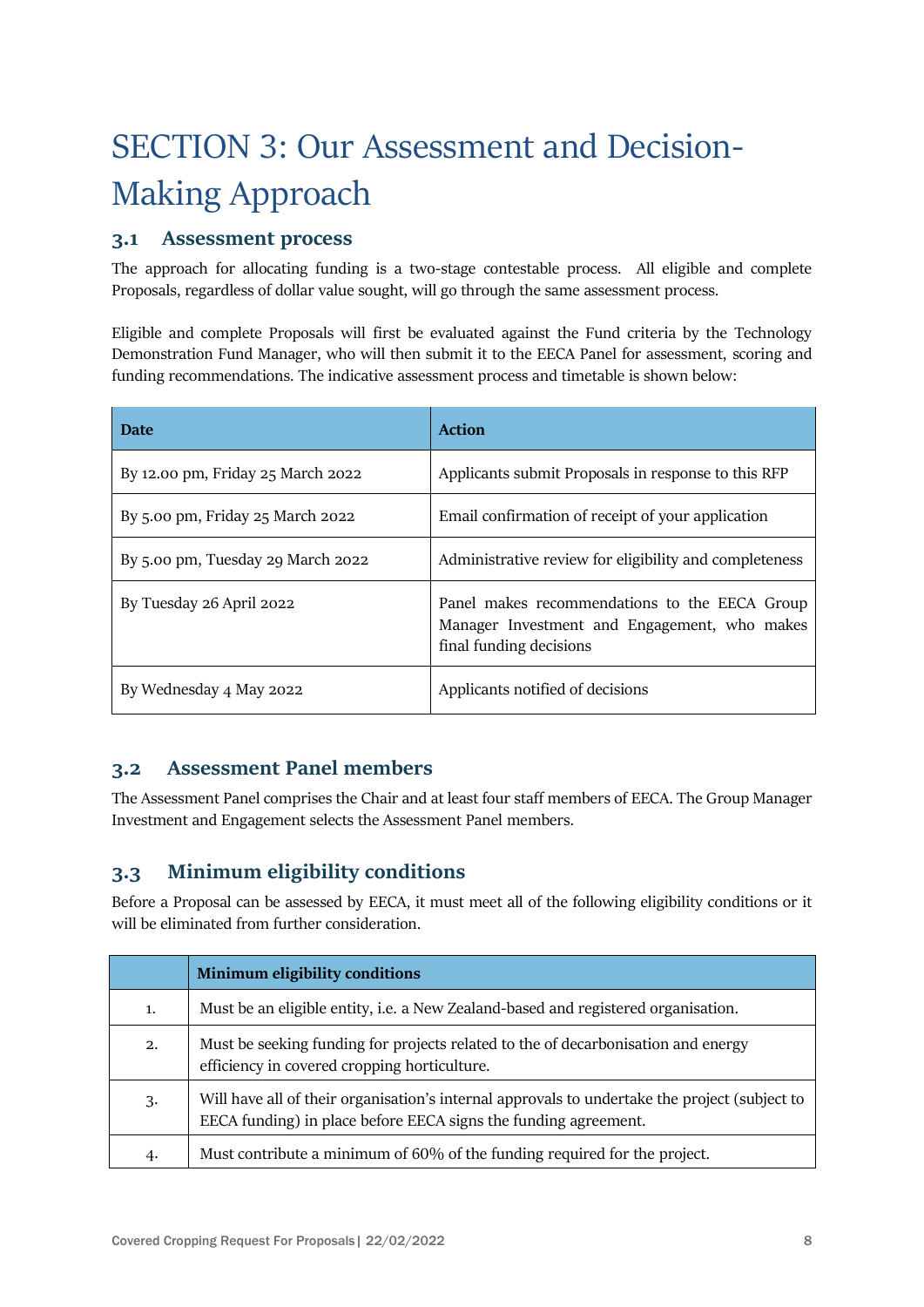# SECTION 3: Our Assessment and Decision-Making Approach

## 3.1 Assessment process

The approach for allocating funding is a two-stage contestable process. All eligible and complete Proposals, regardless of dollar value sought, will go through the same assessment process.

Eligible and complete Proposals will first be evaluated against the Fund criteria by the Technology Demonstration Fund Manager, who will then submit it to the EECA Panel for assessment, scoring and funding recommendations. The indicative assessment process and timetable is shown below:

| Date | Action |
| --- | --- |
| By 12.00 pm, Friday 25 March 2022 | Applicants submit Proposals in response to this RFP |
| By 5.00 pm, Friday 25 March 2022 | Email confirmation of receipt of your application |
| By 5.00 pm, Tuesday 29 March 2022 | Administrative review for eligibility and completeness |
| By Tuesday 26 April 2022 | Panel makes recommendations to the EECA Group Manager Investment and Engagement, who makes final funding decisions |
| By Wednesday 4 May 2022 | Applicants notified of decisions |

## 3.2 Assessment Panel members

The Assessment Panel comprises the Chair and at least four staff members of EECA. The Group Manager Investment and Engagement selects the Assessment Panel members.

## 3.3 Minimum eligibility conditions

Before a Proposal can be assessed by EECA, it must meet all of the following eligibility conditions or it will be eliminated from further consideration.

| | Minimum eligibility conditions |
| --- | --- |
| 1. | Must be an eligible entity, i.e. a New Zealand-based and registered organisation. |
| 2. | Must be seeking funding for projects related to the of decarbonisation and energy efficiency in covered cropping horticulture. |
| 3. | Will have all of their organisation's internal approvals to undertake the project (subject to EECA funding) in place before EECA signs the funding agreement. |
| 4. | Must contribute a minimum of 60% of the funding required for the project. |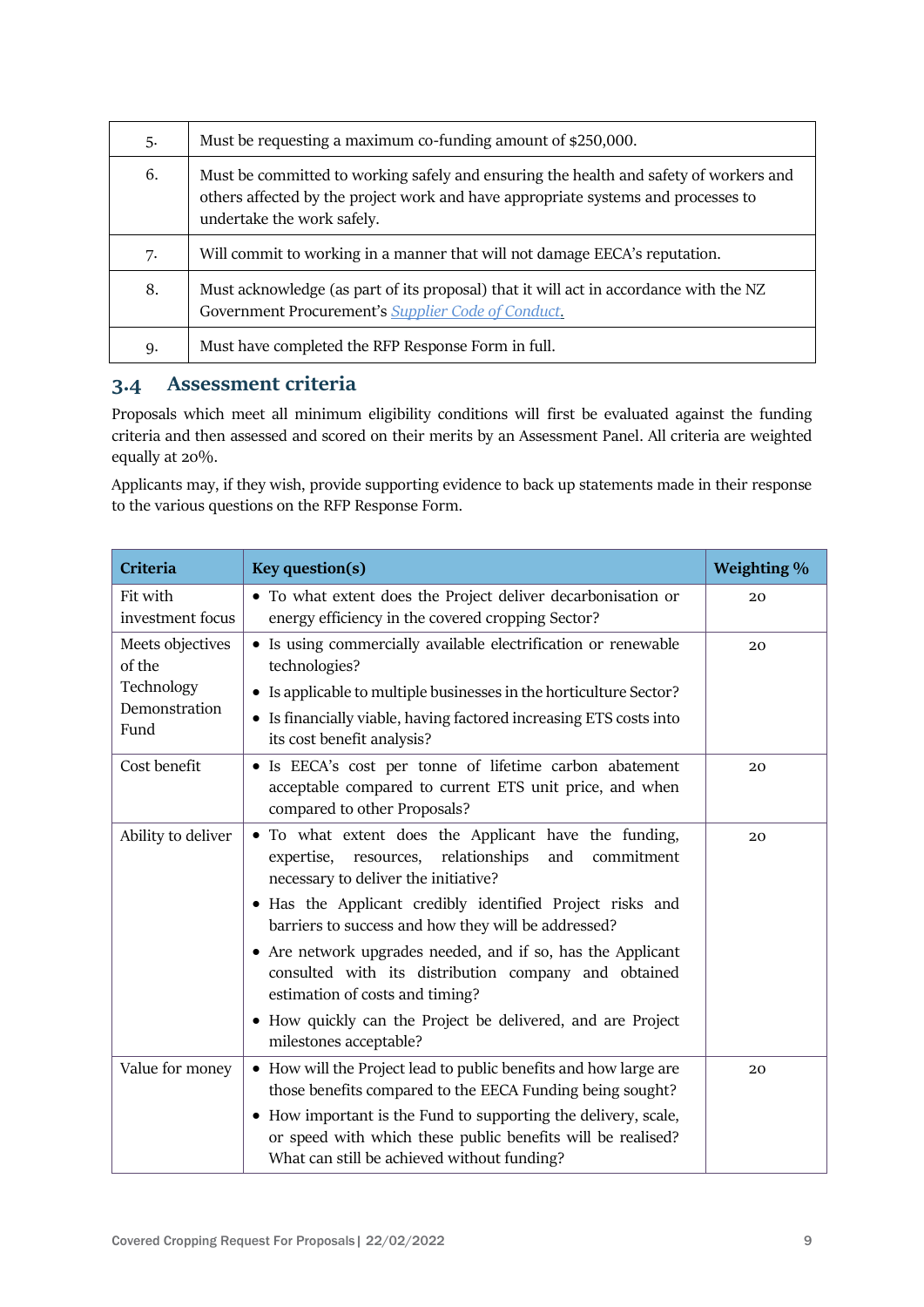| | |
|---|---|
| 5. | Must be requesting a maximum co-funding amount of $250,000. |
| 6. | Must be committed to working safely and ensuring the health and safety of workers and others affected by the project work and have appropriate systems and processes to undertake the work safely. |
| 7. | Will commit to working in a manner that will not damage EECA's reputation. |
| 8. | Must acknowledge (as part of its proposal) that it will act in accordance with the NZ Government Procurement's [Supplier Code of Conduct](). |
| 9. | Must have completed the RFP Response Form in full. |

## 3.4 Assessment criteria

Proposals which meet all minimum eligibility conditions will first be evaluated against the funding criteria and then assessed and scored on their merits by an Assessment Panel. All criteria are weighted equally at 20%.

Applicants may, if they wish, provide supporting evidence to back up statements made in their response to the various questions on the RFP Response Form.

| Criteria | Key question(s) | Weighting % |
|---|---|---|
| Fit with investment focus | • To what extent does the Project deliver decarbonisation or energy efficiency in the covered cropping Sector? | 20 |
| Meets objectives of the Technology Demonstration Fund | • Is using commercially available electrification or renewable technologies?<br>• Is applicable to multiple businesses in the horticulture Sector?<br>• Is financially viable, having factored increasing ETS costs into its cost benefit analysis? | 20 |
| Cost benefit | • Is EECA's cost per tonne of lifetime carbon abatement acceptable compared to current ETS unit price, and when compared to other Proposals? | 20 |
| Ability to deliver | • To what extent does the Applicant have the funding, expertise, resources, relationships and commitment necessary to deliver the initiative?<br>• Has the Applicant credibly identified Project risks and barriers to success and how they will be addressed?<br>• Are network upgrades needed, and if so, has the Applicant consulted with its distribution company and obtained estimation of costs and timing?<br>• How quickly can the Project be delivered, and are Project milestones acceptable? | 20 |
| Value for money | • How will the Project lead to public benefits and how large are those benefits compared to the EECA Funding being sought?<br>• How important is the Fund to supporting the delivery, scale, or speed with which these public benefits will be realised? What can still be achieved without funding? | 20 |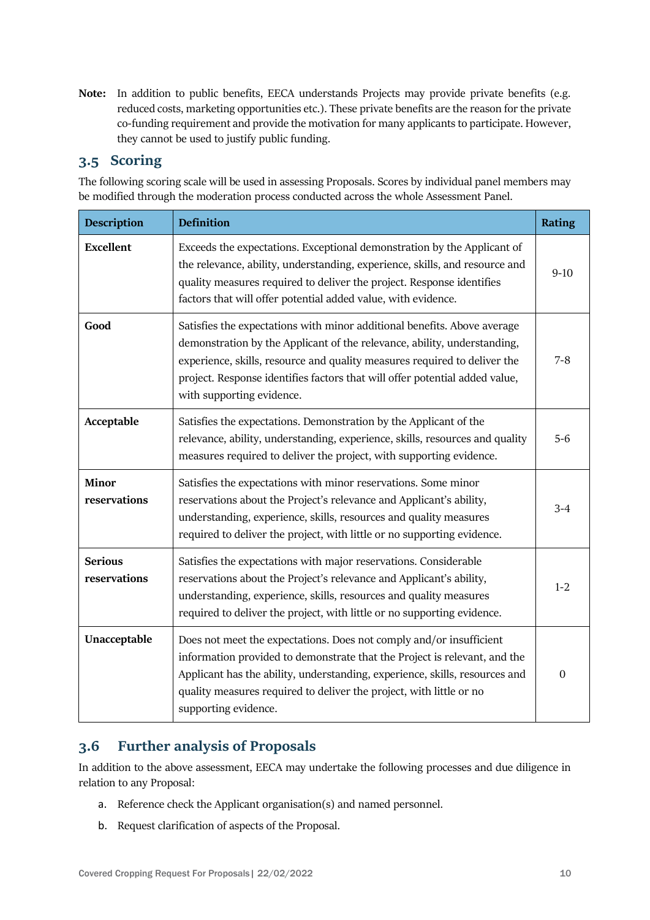**Note:** In addition to public benefits, EECA understands Projects may provide private benefits (e.g. reduced costs, marketing opportunities etc.). These private benefits are the reason for the private co-funding requirement and provide the motivation for many applicants to participate. However, they cannot be used to justify public funding.

## 3.5 Scoring

The following scoring scale will be used in assessing Proposals. Scores by individual panel members may be modified through the moderation process conducted across the whole Assessment Panel.

| Description | Definition | Rating |
|---|---|---|
| **Excellent** | Exceeds the expectations. Exceptional demonstration by the Applicant of the relevance, ability, understanding, experience, skills, and resource and quality measures required to deliver the project. Response identifies factors that will offer potential added value, with evidence. | 9-10 |
| **Good** | Satisfies the expectations with minor additional benefits. Above average demonstration by the Applicant of the relevance, ability, understanding, experience, skills, resource and quality measures required to deliver the project. Response identifies factors that will offer potential added value, with supporting evidence. | 7-8 |
| **Acceptable** | Satisfies the expectations. Demonstration by the Applicant of the relevance, ability, understanding, experience, skills, resources and quality measures required to deliver the project, with supporting evidence. | 5-6 |
| **Minor reservations** | Satisfies the expectations with minor reservations. Some minor reservations about the Project's relevance and Applicant's ability, understanding, experience, skills, resources and quality measures required to deliver the project, with little or no supporting evidence. | 3-4 |
| **Serious reservations** | Satisfies the expectations with major reservations. Considerable reservations about the Project's relevance and Applicant's ability, understanding, experience, skills, resources and quality measures required to deliver the project, with little or no supporting evidence. | 1-2 |
| **Unacceptable** | Does not meet the expectations. Does not comply and/or insufficient information provided to demonstrate that the Project is relevant, and the Applicant has the ability, understanding, experience, skills, resources and quality measures required to deliver the project, with little or no supporting evidence. | 0 |

## 3.6 Further analysis of Proposals

In addition to the above assessment, EECA may undertake the following processes and due diligence in relation to any Proposal:

a. Reference check the Applicant organisation(s) and named personnel.

b. Request clarification of aspects of the Proposal.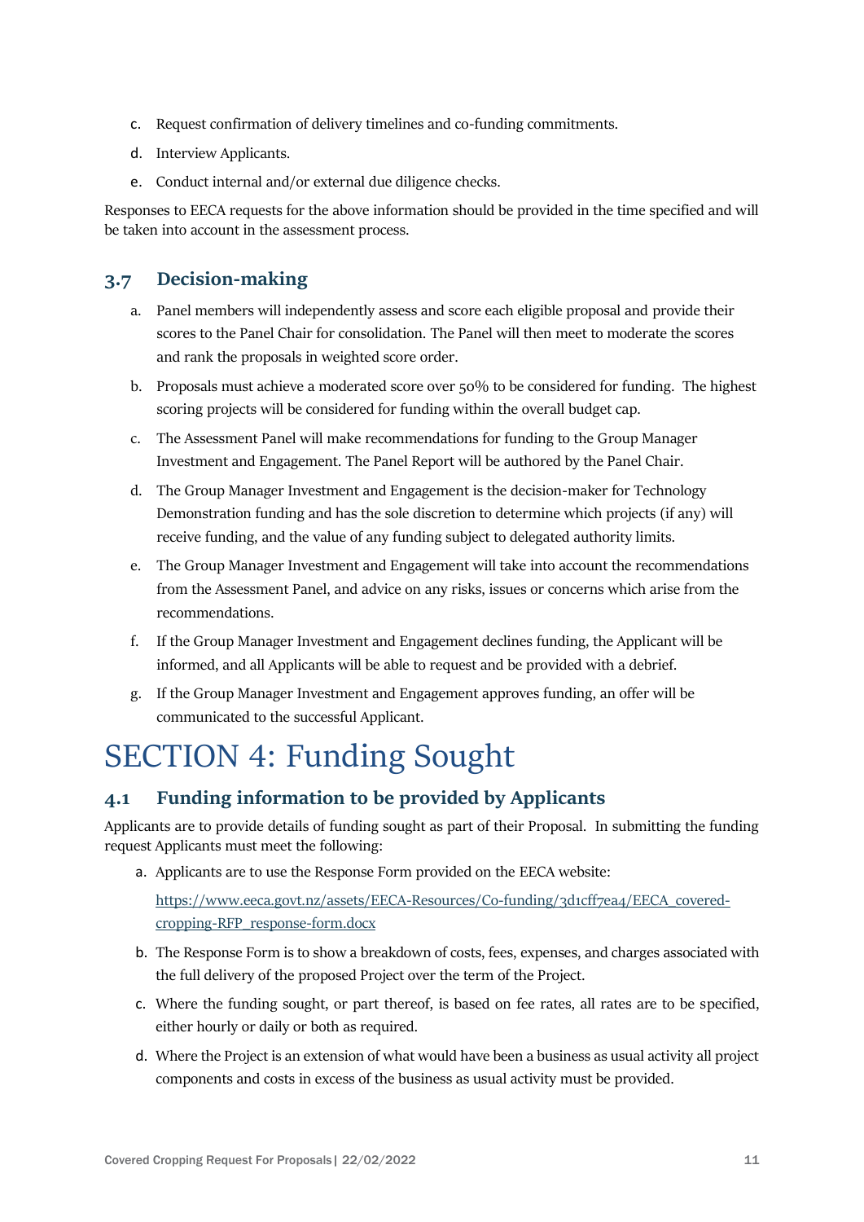c. Request confirmation of delivery timelines and co-funding commitments.

d. Interview Applicants.

e. Conduct internal and/or external due diligence checks.

Responses to EECA requests for the above information should be provided in the time specified and will be taken into account in the assessment process.

## 3.7 Decision-making

a. Panel members will independently assess and score each eligible proposal and provide their scores to the Panel Chair for consolidation. The Panel will then meet to moderate the scores and rank the proposals in weighted score order.

b. Proposals must achieve a moderated score over 50% to be considered for funding. The highest scoring projects will be considered for funding within the overall budget cap.

c. The Assessment Panel will make recommendations for funding to the Group Manager Investment and Engagement. The Panel Report will be authored by the Panel Chair.

d. The Group Manager Investment and Engagement is the decision-maker for Technology Demonstration funding and has the sole discretion to determine which projects (if any) will receive funding, and the value of any funding subject to delegated authority limits.

e. The Group Manager Investment and Engagement will take into account the recommendations from the Assessment Panel, and advice on any risks, issues or concerns which arise from the recommendations.

f. If the Group Manager Investment and Engagement declines funding, the Applicant will be informed, and all Applicants will be able to request and be provided with a debrief.

g. If the Group Manager Investment and Engagement approves funding, an offer will be communicated to the successful Applicant.

# SECTION 4: Funding Sought

## 4.1 Funding information to be provided by Applicants

Applicants are to provide details of funding sought as part of their Proposal. In submitting the funding request Applicants must meet the following:

a. Applicants are to use the Response Form provided on the EECA website:

[https://www.eeca.govt.nz/assets/EECA-Resources/Co-funding/3d1cff7ea4/EECA_covered-cropping-RFP_response-form.docx](https://www.eeca.govt.nz/assets/EECA-Resources/Co-funding/3d1cff7ea4/EECA_covered-cropping-RFP_response-form.docx)

b. The Response Form is to show a breakdown of costs, fees, expenses, and charges associated with the full delivery of the proposed Project over the term of the Project.

c. Where the funding sought, or part thereof, is based on fee rates, all rates are to be specified, either hourly or daily or both as required.

d. Where the Project is an extension of what would have been a business as usual activity all project components and costs in excess of the business as usual activity must be provided.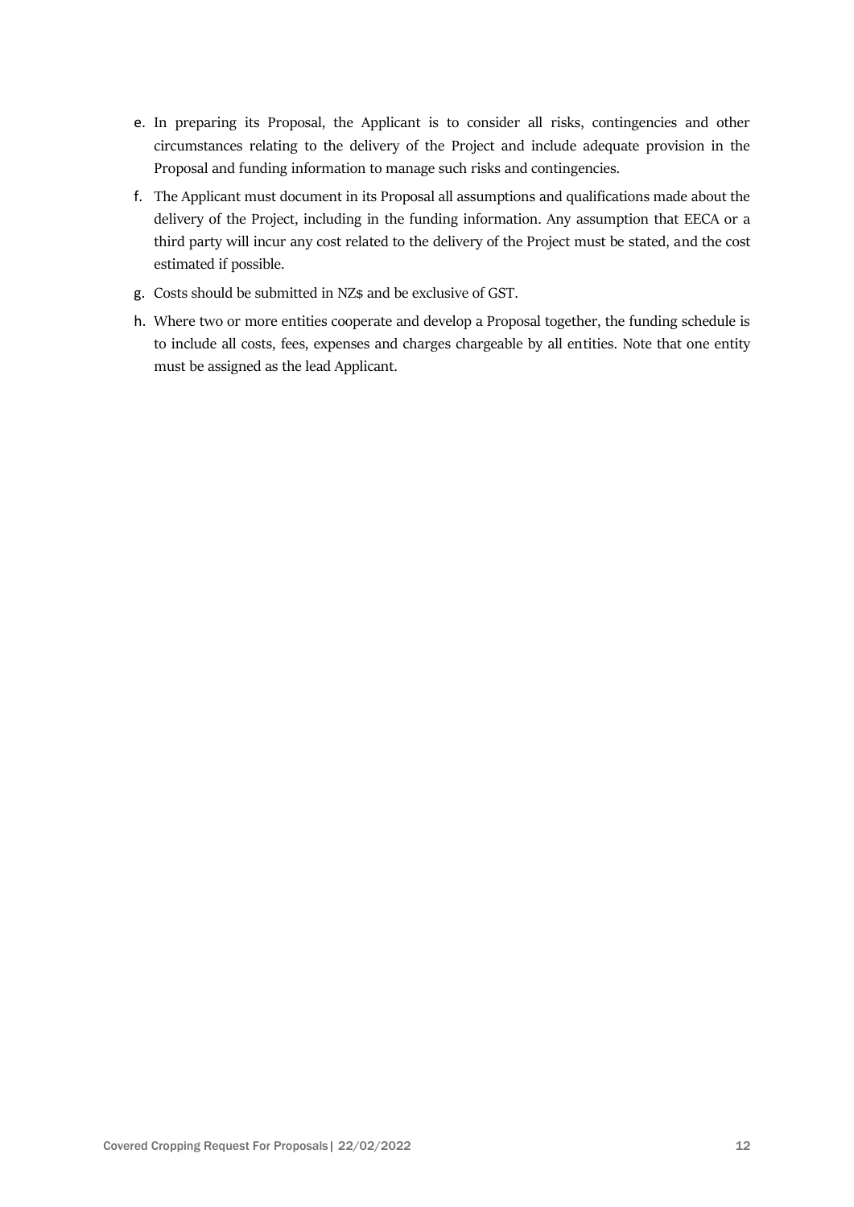e. In preparing its Proposal, the Applicant is to consider all risks, contingencies and other circumstances relating to the delivery of the Project and include adequate provision in the Proposal and funding information to manage such risks and contingencies.

f. The Applicant must document in its Proposal all assumptions and qualifications made about the delivery of the Project, including in the funding information. Any assumption that EECA or a third party will incur any cost related to the delivery of the Project must be stated, and the cost estimated if possible.

g. Costs should be submitted in NZ$ and be exclusive of GST.

h. Where two or more entities cooperate and develop a Proposal together, the funding schedule is to include all costs, fees, expenses and charges chargeable by all entities. Note that one entity must be assigned as the lead Applicant.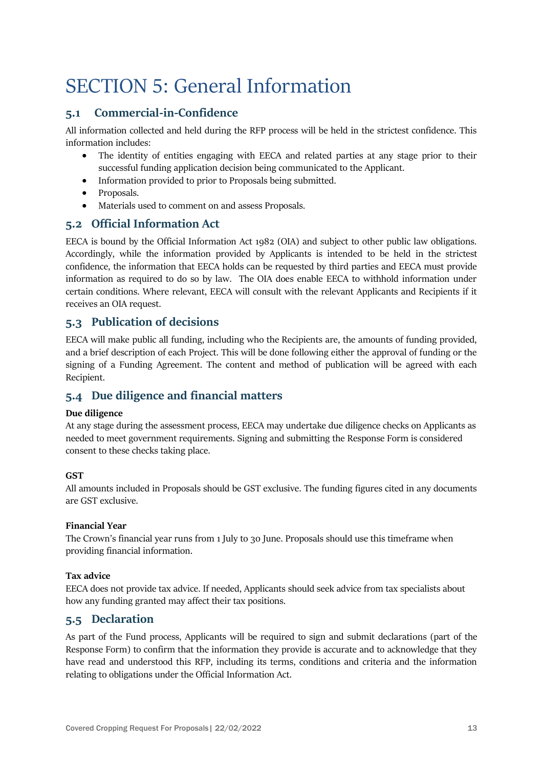# SECTION 5: General Information

## 5.1 Commercial-in-Confidence

All information collected and held during the RFP process will be held in the strictest confidence. This information includes:

- The identity of entities engaging with EECA and related parties at any stage prior to their successful funding application decision being communicated to the Applicant.
- Information provided to prior to Proposals being submitted.
- Proposals.
- Materials used to comment on and assess Proposals.

## 5.2 Official Information Act

EECA is bound by the Official Information Act 1982 (OIA) and subject to other public law obligations. Accordingly, while the information provided by Applicants is intended to be held in the strictest confidence, the information that EECA holds can be requested by third parties and EECA must provide information as required to do so by law. The OIA does enable EECA to withhold information under certain conditions. Where relevant, EECA will consult with the relevant Applicants and Recipients if it receives an OIA request.

## 5.3 Publication of decisions

EECA will make public all funding, including who the Recipients are, the amounts of funding provided, and a brief description of each Project. This will be done following either the approval of funding or the signing of a Funding Agreement. The content and method of publication will be agreed with each Recipient.

## 5.4 Due diligence and financial matters

**Due diligence**

At any stage during the assessment process, EECA may undertake due diligence checks on Applicants as needed to meet government requirements. Signing and submitting the Response Form is considered consent to these checks taking place.

**GST**

All amounts included in Proposals should be GST exclusive. The funding figures cited in any documents are GST exclusive.

**Financial Year**

The Crown's financial year runs from 1 July to 30 June. Proposals should use this timeframe when providing financial information.

**Tax advice**

EECA does not provide tax advice. If needed, Applicants should seek advice from tax specialists about how any funding granted may affect their tax positions.

## 5.5 Declaration

As part of the Fund process, Applicants will be required to sign and submit declarations (part of the Response Form) to confirm that the information they provide is accurate and to acknowledge that they have read and understood this RFP, including its terms, conditions and criteria and the information relating to obligations under the Official Information Act.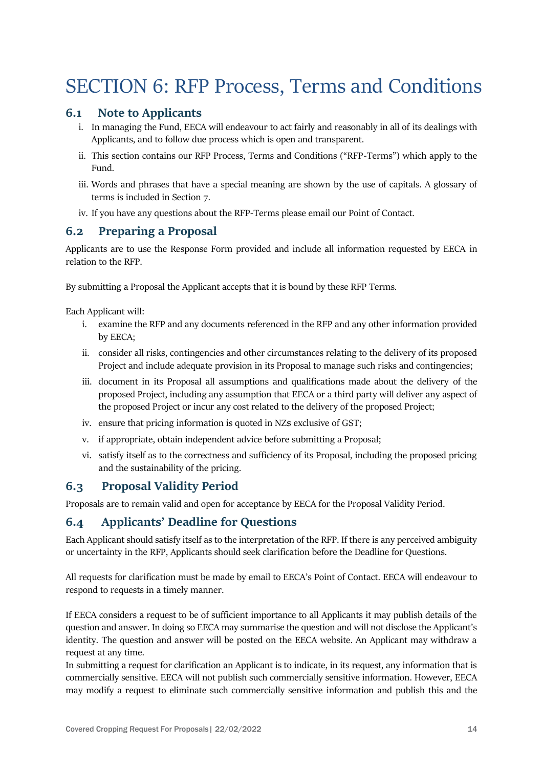# SECTION 6: RFP Process, Terms and Conditions

## 6.1 Note to Applicants

i. In managing the Fund, EECA will endeavour to act fairly and reasonably in all of its dealings with Applicants, and to follow due process which is open and transparent.

ii. This section contains our RFP Process, Terms and Conditions ("RFP-Terms") which apply to the Fund.

iii. Words and phrases that have a special meaning are shown by the use of capitals. A glossary of terms is included in Section 7.

iv. If you have any questions about the RFP-Terms please email our Point of Contact.

## 6.2 Preparing a Proposal

Applicants are to use the Response Form provided and include all information requested by EECA in relation to the RFP.

By submitting a Proposal the Applicant accepts that it is bound by these RFP Terms.

Each Applicant will:

i. examine the RFP and any documents referenced in the RFP and any other information provided by EECA;

ii. consider all risks, contingencies and other circumstances relating to the delivery of its proposed Project and include adequate provision in its Proposal to manage such risks and contingencies;

iii. document in its Proposal all assumptions and qualifications made about the delivery of the proposed Project, including any assumption that EECA or a third party will deliver any aspect of the proposed Project or incur any cost related to the delivery of the proposed Project;

iv. ensure that pricing information is quoted in NZ$ exclusive of GST;

v. if appropriate, obtain independent advice before submitting a Proposal;

vi. satisfy itself as to the correctness and sufficiency of its Proposal, including the proposed pricing and the sustainability of the pricing.

## 6.3 Proposal Validity Period

Proposals are to remain valid and open for acceptance by EECA for the Proposal Validity Period.

## 6.4 Applicants' Deadline for Questions

Each Applicant should satisfy itself as to the interpretation of the RFP. If there is any perceived ambiguity or uncertainty in the RFP, Applicants should seek clarification before the Deadline for Questions.

All requests for clarification must be made by email to EECA's Point of Contact. EECA will endeavour to respond to requests in a timely manner.

If EECA considers a request to be of sufficient importance to all Applicants it may publish details of the question and answer. In doing so EECA may summarise the question and will not disclose the Applicant's identity. The question and answer will be posted on the EECA website. An Applicant may withdraw a request at any time.

In submitting a request for clarification an Applicant is to indicate, in its request, any information that is commercially sensitive. EECA will not publish such commercially sensitive information. However, EECA may modify a request to eliminate such commercially sensitive information and publish this and the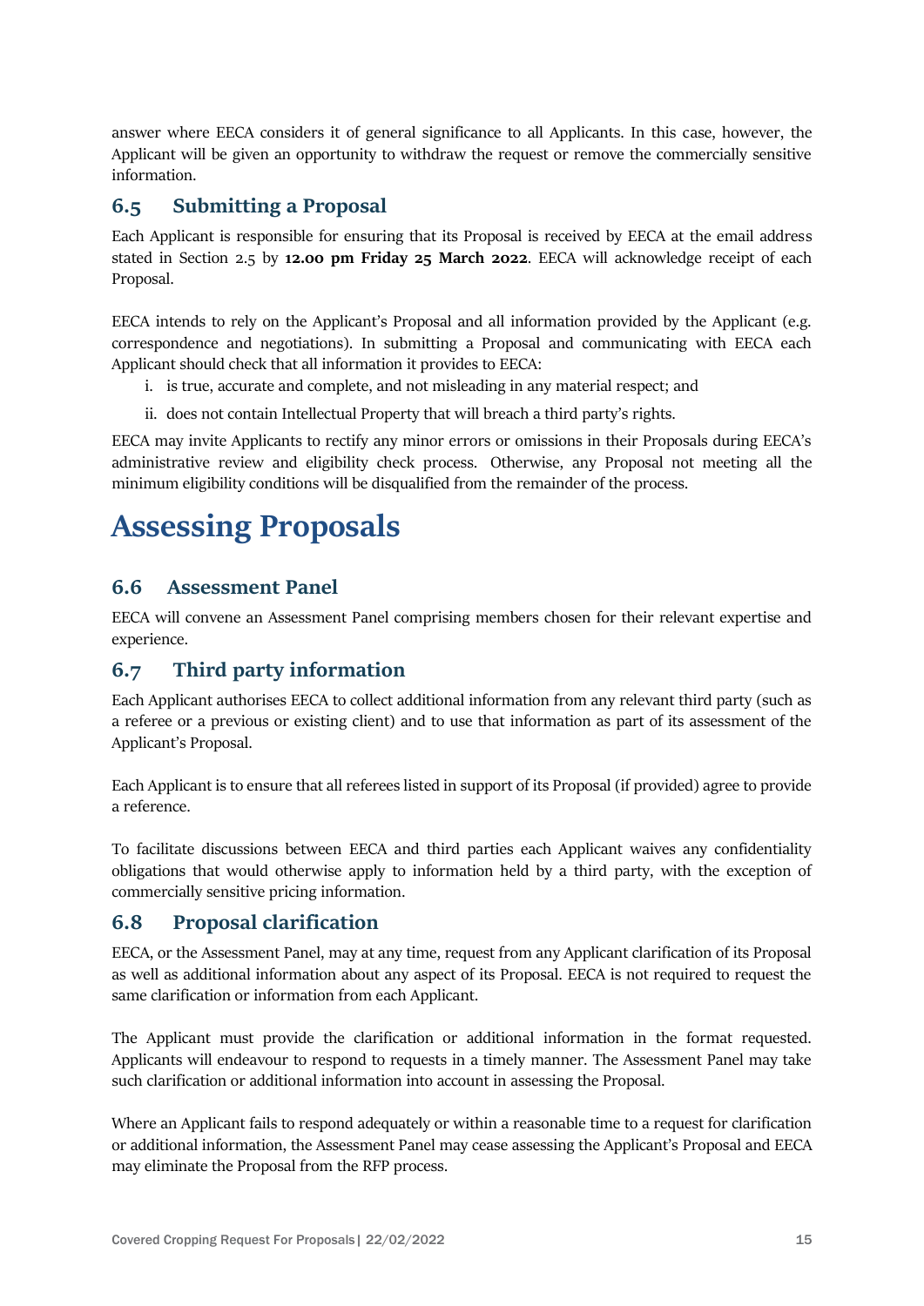answer where EECA considers it of general significance to all Applicants. In this case, however, the Applicant will be given an opportunity to withdraw the request or remove the commercially sensitive information.

## 6.5 Submitting a Proposal

Each Applicant is responsible for ensuring that its Proposal is received by EECA at the email address stated in Section 2.5 by **12.00 pm Friday 25 March 2022**. EECA will acknowledge receipt of each Proposal.

EECA intends to rely on the Applicant's Proposal and all information provided by the Applicant (e.g. correspondence and negotiations). In submitting a Proposal and communicating with EECA each Applicant should check that all information it provides to EECA:

i. is true, accurate and complete, and not misleading in any material respect; and

ii. does not contain Intellectual Property that will breach a third party's rights.

EECA may invite Applicants to rectify any minor errors or omissions in their Proposals during EECA's administrative review and eligibility check process. Otherwise, any Proposal not meeting all the minimum eligibility conditions will be disqualified from the remainder of the process.

# Assessing Proposals

## 6.6 Assessment Panel

EECA will convene an Assessment Panel comprising members chosen for their relevant expertise and experience.

## 6.7 Third party information

Each Applicant authorises EECA to collect additional information from any relevant third party (such as a referee or a previous or existing client) and to use that information as part of its assessment of the Applicant's Proposal.

Each Applicant is to ensure that all referees listed in support of its Proposal (if provided) agree to provide a reference.

To facilitate discussions between EECA and third parties each Applicant waives any confidentiality obligations that would otherwise apply to information held by a third party, with the exception of commercially sensitive pricing information.

## 6.8 Proposal clarification

EECA, or the Assessment Panel, may at any time, request from any Applicant clarification of its Proposal as well as additional information about any aspect of its Proposal. EECA is not required to request the same clarification or information from each Applicant.

The Applicant must provide the clarification or additional information in the format requested. Applicants will endeavour to respond to requests in a timely manner. The Assessment Panel may take such clarification or additional information into account in assessing the Proposal.

Where an Applicant fails to respond adequately or within a reasonable time to a request for clarification or additional information, the Assessment Panel may cease assessing the Applicant's Proposal and EECA may eliminate the Proposal from the RFP process.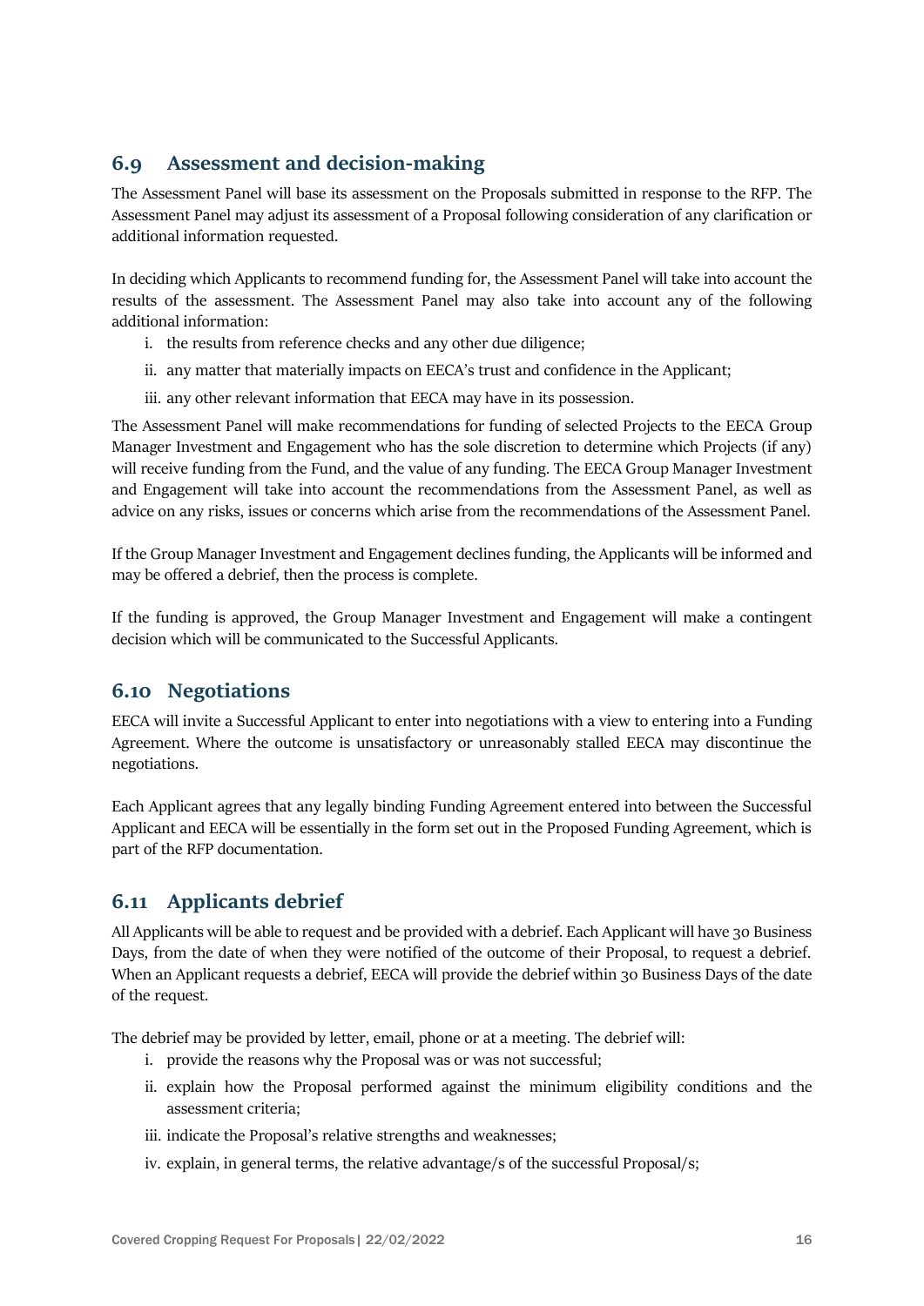## 6.9 Assessment and decision-making

The Assessment Panel will base its assessment on the Proposals submitted in response to the RFP. The Assessment Panel may adjust its assessment of a Proposal following consideration of any clarification or additional information requested.

In deciding which Applicants to recommend funding for, the Assessment Panel will take into account the results of the assessment. The Assessment Panel may also take into account any of the following additional information:

i. the results from reference checks and any other due diligence;
ii. any matter that materially impacts on EECA's trust and confidence in the Applicant;
iii. any other relevant information that EECA may have in its possession.

The Assessment Panel will make recommendations for funding of selected Projects to the EECA Group Manager Investment and Engagement who has the sole discretion to determine which Projects (if any) will receive funding from the Fund, and the value of any funding. The EECA Group Manager Investment and Engagement will take into account the recommendations from the Assessment Panel, as well as advice on any risks, issues or concerns which arise from the recommendations of the Assessment Panel.

If the Group Manager Investment and Engagement declines funding, the Applicants will be informed and may be offered a debrief, then the process is complete.

If the funding is approved, the Group Manager Investment and Engagement will make a contingent decision which will be communicated to the Successful Applicants.

## 6.10 Negotiations

EECA will invite a Successful Applicant to enter into negotiations with a view to entering into a Funding Agreement. Where the outcome is unsatisfactory or unreasonably stalled EECA may discontinue the negotiations.

Each Applicant agrees that any legally binding Funding Agreement entered into between the Successful Applicant and EECA will be essentially in the form set out in the Proposed Funding Agreement, which is part of the RFP documentation.

## 6.11 Applicants debrief

All Applicants will be able to request and be provided with a debrief. Each Applicant will have 30 Business Days, from the date of when they were notified of the outcome of their Proposal, to request a debrief. When an Applicant requests a debrief, EECA will provide the debrief within 30 Business Days of the date of the request.

The debrief may be provided by letter, email, phone or at a meeting. The debrief will:

i. provide the reasons why the Proposal was or was not successful;
ii. explain how the Proposal performed against the minimum eligibility conditions and the assessment criteria;
iii. indicate the Proposal's relative strengths and weaknesses;
iv. explain, in general terms, the relative advantage/s of the successful Proposal/s;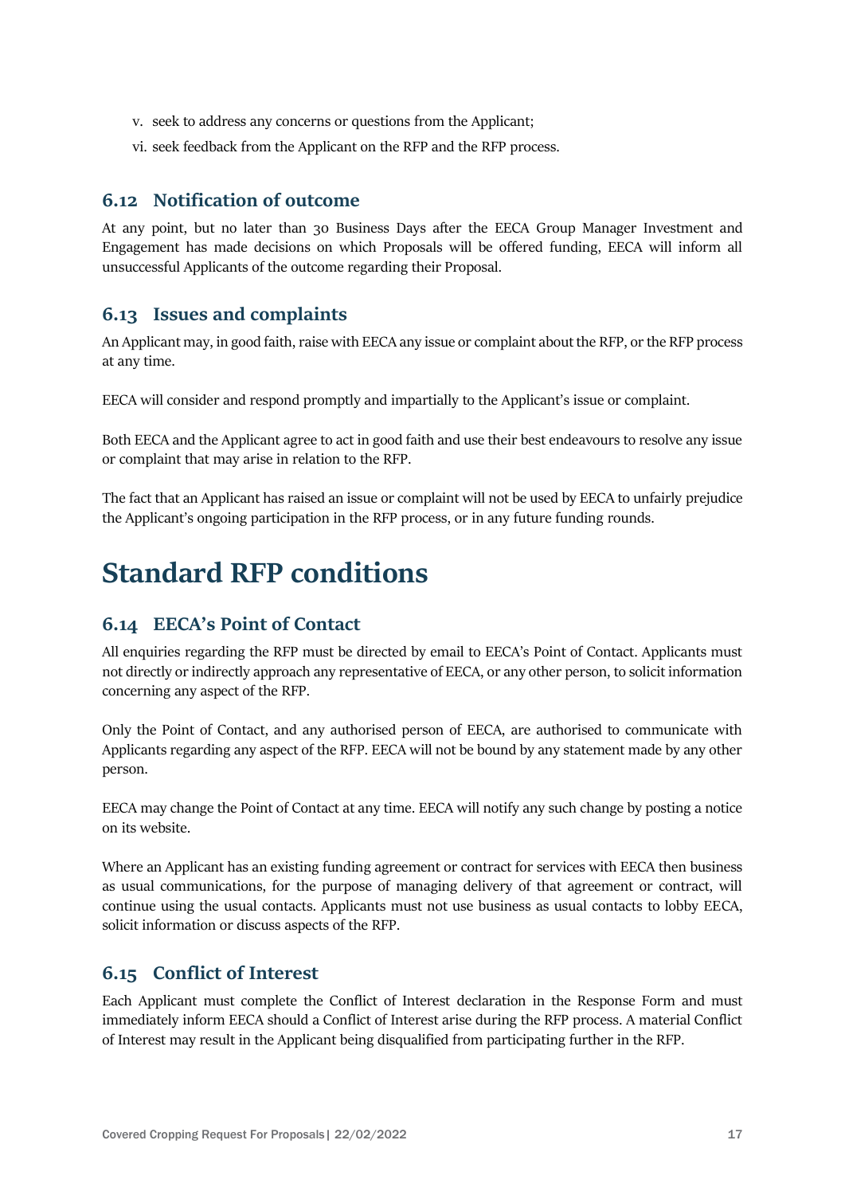v. seek to address any concerns or questions from the Applicant;

vi. seek feedback from the Applicant on the RFP and the RFP process.

## 6.12 Notification of outcome

At any point, but no later than 30 Business Days after the EECA Group Manager Investment and Engagement has made decisions on which Proposals will be offered funding, EECA will inform all unsuccessful Applicants of the outcome regarding their Proposal.

## 6.13 Issues and complaints

An Applicant may, in good faith, raise with EECA any issue or complaint about the RFP, or the RFP process at any time.

EECA will consider and respond promptly and impartially to the Applicant's issue or complaint.

Both EECA and the Applicant agree to act in good faith and use their best endeavours to resolve any issue or complaint that may arise in relation to the RFP.

The fact that an Applicant has raised an issue or complaint will not be used by EECA to unfairly prejudice the Applicant's ongoing participation in the RFP process, or in any future funding rounds.

# Standard RFP conditions

## 6.14 EECA's Point of Contact

All enquiries regarding the RFP must be directed by email to EECA's Point of Contact. Applicants must not directly or indirectly approach any representative of EECA, or any other person, to solicit information concerning any aspect of the RFP.

Only the Point of Contact, and any authorised person of EECA, are authorised to communicate with Applicants regarding any aspect of the RFP. EECA will not be bound by any statement made by any other person.

EECA may change the Point of Contact at any time. EECA will notify any such change by posting a notice on its website.

Where an Applicant has an existing funding agreement or contract for services with EECA then business as usual communications, for the purpose of managing delivery of that agreement or contract, will continue using the usual contacts. Applicants must not use business as usual contacts to lobby EECA, solicit information or discuss aspects of the RFP.

## 6.15 Conflict of Interest

Each Applicant must complete the Conflict of Interest declaration in the Response Form and must immediately inform EECA should a Conflict of Interest arise during the RFP process. A material Conflict of Interest may result in the Applicant being disqualified from participating further in the RFP.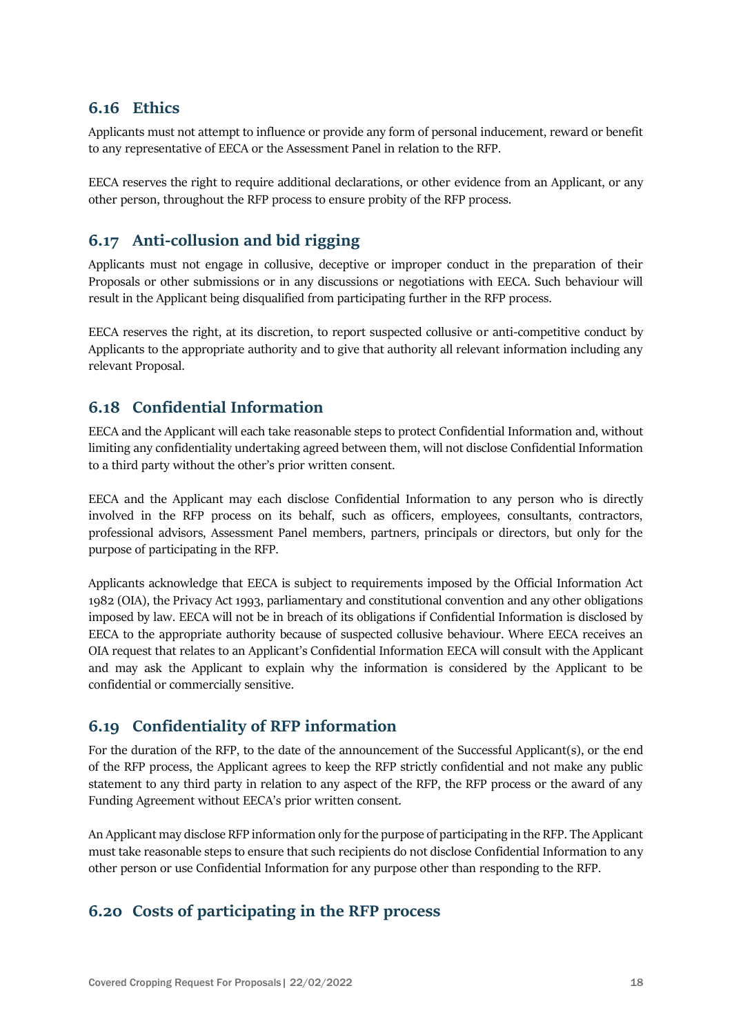## 6.16 Ethics

Applicants must not attempt to influence or provide any form of personal inducement, reward or benefit to any representative of EECA or the Assessment Panel in relation to the RFP.

EECA reserves the right to require additional declarations, or other evidence from an Applicant, or any other person, throughout the RFP process to ensure probity of the RFP process.

## 6.17 Anti-collusion and bid rigging

Applicants must not engage in collusive, deceptive or improper conduct in the preparation of their Proposals or other submissions or in any discussions or negotiations with EECA. Such behaviour will result in the Applicant being disqualified from participating further in the RFP process.

EECA reserves the right, at its discretion, to report suspected collusive or anti-competitive conduct by Applicants to the appropriate authority and to give that authority all relevant information including any relevant Proposal.

## 6.18 Confidential Information

EECA and the Applicant will each take reasonable steps to protect Confidential Information and, without limiting any confidentiality undertaking agreed between them, will not disclose Confidential Information to a third party without the other's prior written consent.

EECA and the Applicant may each disclose Confidential Information to any person who is directly involved in the RFP process on its behalf, such as officers, employees, consultants, contractors, professional advisors, Assessment Panel members, partners, principals or directors, but only for the purpose of participating in the RFP.

Applicants acknowledge that EECA is subject to requirements imposed by the Official Information Act 1982 (OIA), the Privacy Act 1993, parliamentary and constitutional convention and any other obligations imposed by law. EECA will not be in breach of its obligations if Confidential Information is disclosed by EECA to the appropriate authority because of suspected collusive behaviour. Where EECA receives an OIA request that relates to an Applicant's Confidential Information EECA will consult with the Applicant and may ask the Applicant to explain why the information is considered by the Applicant to be confidential or commercially sensitive.

## 6.19 Confidentiality of RFP information

For the duration of the RFP, to the date of the announcement of the Successful Applicant(s), or the end of the RFP process, the Applicant agrees to keep the RFP strictly confidential and not make any public statement to any third party in relation to any aspect of the RFP, the RFP process or the award of any Funding Agreement without EECA's prior written consent.

An Applicant may disclose RFP information only for the purpose of participating in the RFP. The Applicant must take reasonable steps to ensure that such recipients do not disclose Confidential Information to any other person or use Confidential Information for any purpose other than responding to the RFP.

## 6.20 Costs of participating in the RFP process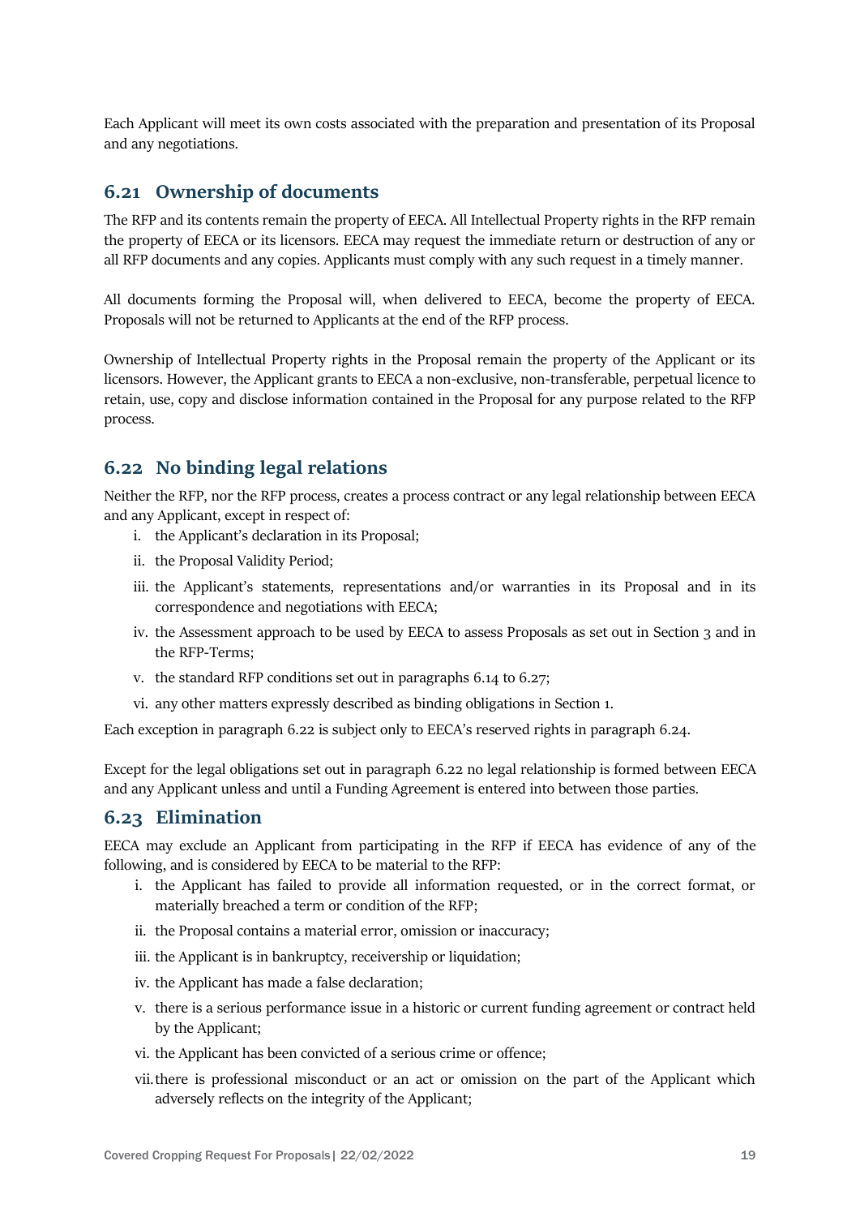Each Applicant will meet its own costs associated with the preparation and presentation of its Proposal and any negotiations.

## 6.21 Ownership of documents

The RFP and its contents remain the property of EECA. All Intellectual Property rights in the RFP remain the property of EECA or its licensors. EECA may request the immediate return or destruction of any or all RFP documents and any copies. Applicants must comply with any such request in a timely manner.

All documents forming the Proposal will, when delivered to EECA, become the property of EECA. Proposals will not be returned to Applicants at the end of the RFP process.

Ownership of Intellectual Property rights in the Proposal remain the property of the Applicant or its licensors. However, the Applicant grants to EECA a non-exclusive, non-transferable, perpetual licence to retain, use, copy and disclose information contained in the Proposal for any purpose related to the RFP process.

## 6.22 No binding legal relations

Neither the RFP, nor the RFP process, creates a process contract or any legal relationship between EECA and any Applicant, except in respect of:

i. the Applicant's declaration in its Proposal;
ii. the Proposal Validity Period;
iii. the Applicant's statements, representations and/or warranties in its Proposal and in its correspondence and negotiations with EECA;
iv. the Assessment approach to be used by EECA to assess Proposals as set out in Section 3 and in the RFP-Terms;
v. the standard RFP conditions set out in paragraphs 6.14 to 6.27;
vi. any other matters expressly described as binding obligations in Section 1.

Each exception in paragraph 6.22 is subject only to EECA's reserved rights in paragraph 6.24.

Except for the legal obligations set out in paragraph 6.22 no legal relationship is formed between EECA and any Applicant unless and until a Funding Agreement is entered into between those parties.

## 6.23 Elimination

EECA may exclude an Applicant from participating in the RFP if EECA has evidence of any of the following, and is considered by EECA to be material to the RFP:

i. the Applicant has failed to provide all information requested, or in the correct format, or materially breached a term or condition of the RFP;
ii. the Proposal contains a material error, omission or inaccuracy;
iii. the Applicant is in bankruptcy, receivership or liquidation;
iv. the Applicant has made a false declaration;
v. there is a serious performance issue in a historic or current funding agreement or contract held by the Applicant;
vi. the Applicant has been convicted of a serious crime or offence;
vii. there is professional misconduct or an act or omission on the part of the Applicant which adversely reflects on the integrity of the Applicant;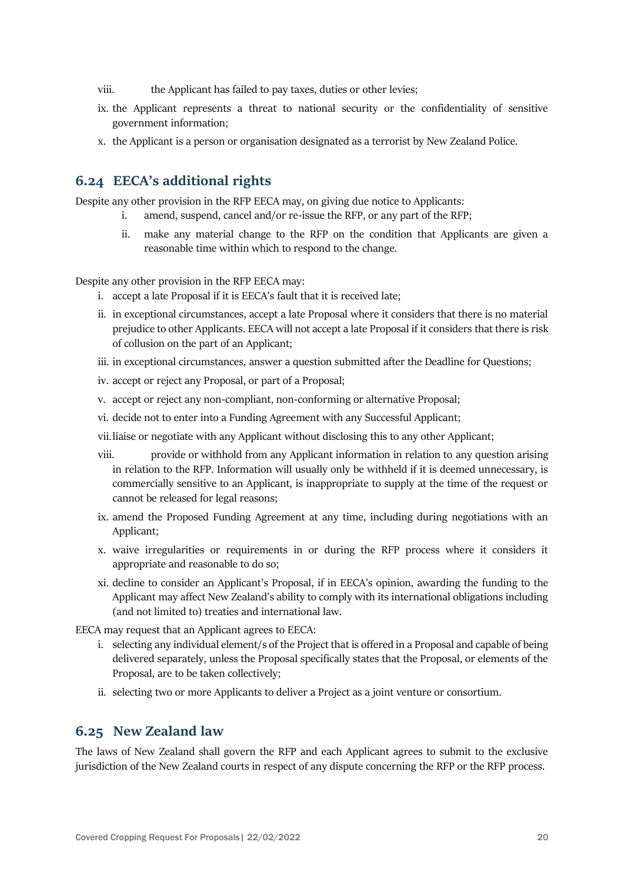viii. the Applicant has failed to pay taxes, duties or other levies;

ix. the Applicant represents a threat to national security or the confidentiality of sensitive government information;

x. the Applicant is a person or organisation designated as a terrorist by New Zealand Police.

## 6.24 EECA's additional rights

Despite any other provision in the RFP EECA may, on giving due notice to Applicants:

i. amend, suspend, cancel and/or re-issue the RFP, or any part of the RFP;

ii. make any material change to the RFP on the condition that Applicants are given a reasonable time within which to respond to the change.

Despite any other provision in the RFP EECA may:

i. accept a late Proposal if it is EECA's fault that it is received late;

ii. in exceptional circumstances, accept a late Proposal where it considers that there is no material prejudice to other Applicants. EECA will not accept a late Proposal if it considers that there is risk of collusion on the part of an Applicant;

iii. in exceptional circumstances, answer a question submitted after the Deadline for Questions;

iv. accept or reject any Proposal, or part of a Proposal;

v. accept or reject any non-compliant, non-conforming or alternative Proposal;

vi. decide not to enter into a Funding Agreement with any Successful Applicant;

vii. liaise or negotiate with any Applicant without disclosing this to any other Applicant;

viii. provide or withhold from any Applicant information in relation to any question arising in relation to the RFP. Information will usually only be withheld if it is deemed unnecessary, is commercially sensitive to an Applicant, is inappropriate to supply at the time of the request or cannot be released for legal reasons;

ix. amend the Proposed Funding Agreement at any time, including during negotiations with an Applicant;

x. waive irregularities or requirements in or during the RFP process where it considers it appropriate and reasonable to do so;

xi. decline to consider an Applicant's Proposal, if in EECA's opinion, awarding the funding to the Applicant may affect New Zealand's ability to comply with its international obligations including (and not limited to) treaties and international law.

EECA may request that an Applicant agrees to EECA:

i. selecting any individual element/s of the Project that is offered in a Proposal and capable of being delivered separately, unless the Proposal specifically states that the Proposal, or elements of the Proposal, are to be taken collectively;

ii. selecting two or more Applicants to deliver a Project as a joint venture or consortium.

## 6.25 New Zealand law

The laws of New Zealand shall govern the RFP and each Applicant agrees to submit to the exclusive jurisdiction of the New Zealand courts in respect of any dispute concerning the RFP or the RFP process.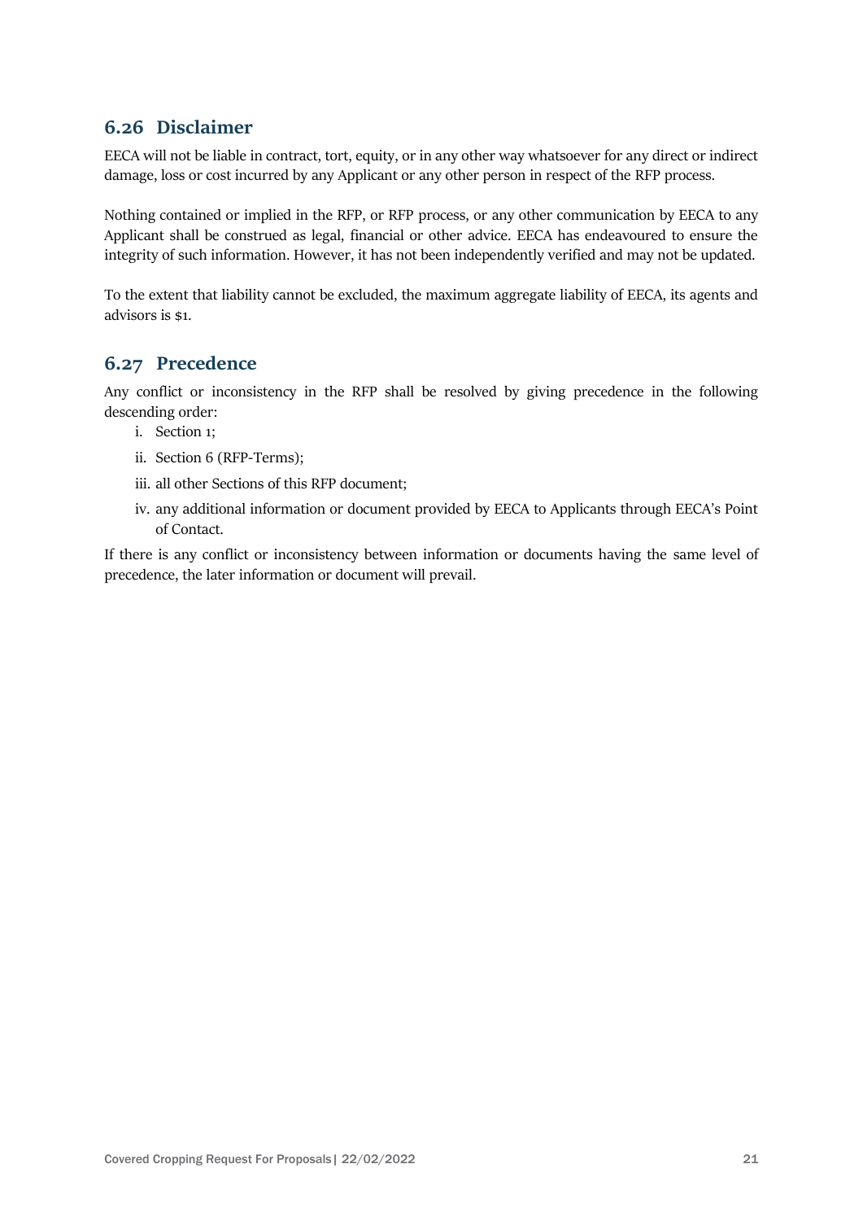## 6.26 Disclaimer

EECA will not be liable in contract, tort, equity, or in any other way whatsoever for any direct or indirect damage, loss or cost incurred by any Applicant or any other person in respect of the RFP process.

Nothing contained or implied in the RFP, or RFP process, or any other communication by EECA to any Applicant shall be construed as legal, financial or other advice. EECA has endeavoured to ensure the integrity of such information. However, it has not been independently verified and may not be updated.

To the extent that liability cannot be excluded, the maximum aggregate liability of EECA, its agents and advisors is $1.

## 6.27 Precedence

Any conflict or inconsistency in the RFP shall be resolved by giving precedence in the following descending order:

i. Section 1;

ii. Section 6 (RFP-Terms);

iii. all other Sections of this RFP document;

iv. any additional information or document provided by EECA to Applicants through EECA's Point of Contact.

If there is any conflict or inconsistency between information or documents having the same level of precedence, the later information or document will prevail.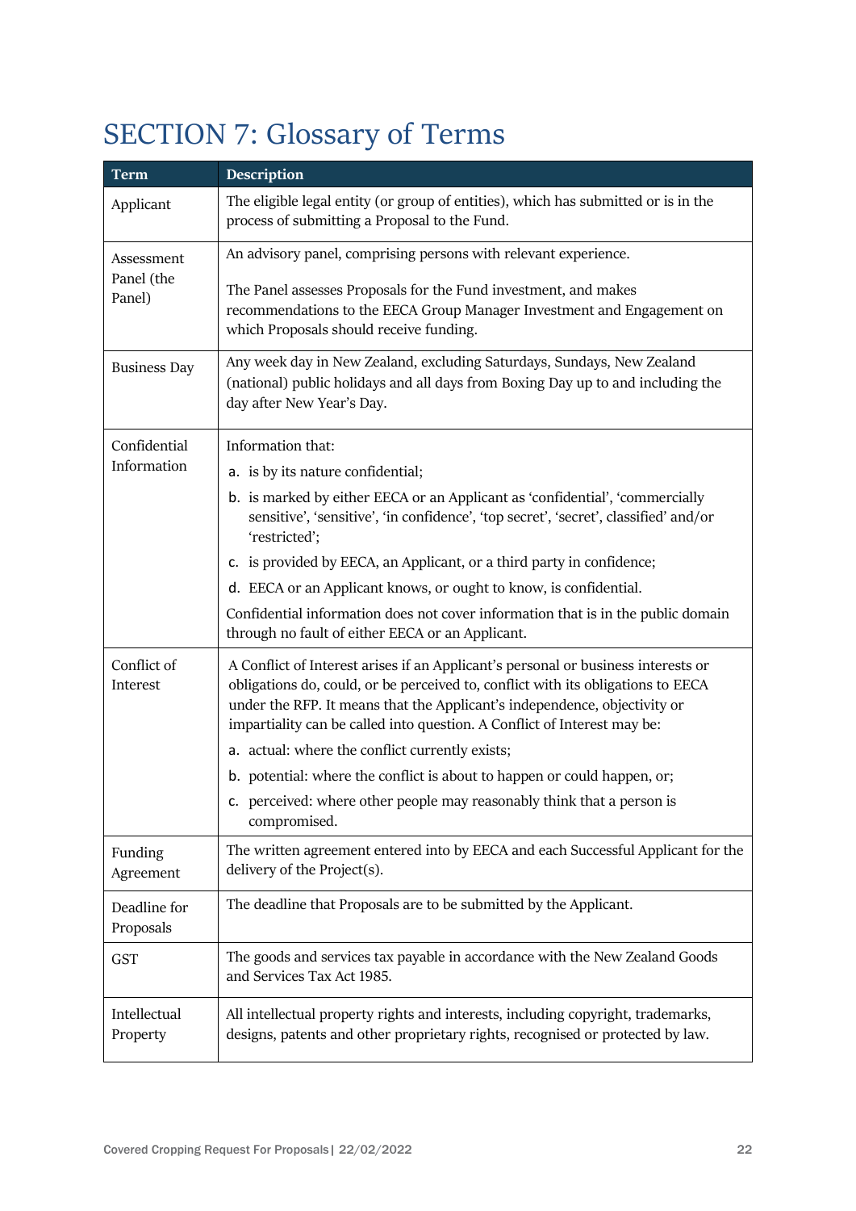# SECTION 7: Glossary of Terms

| Term | Description |
| --- | --- |
| Applicant | The eligible legal entity (or group of entities), which has submitted or is in the process of submitting a Proposal to the Fund. |
| Assessment Panel (the Panel) | An advisory panel, comprising persons with relevant experience.<br><br>The Panel assesses Proposals for the Fund investment, and makes recommendations to the EECA Group Manager Investment and Engagement on which Proposals should receive funding. |
| Business Day | Any week day in New Zealand, excluding Saturdays, Sundays, New Zealand (national) public holidays and all days from Boxing Day up to and including the day after New Year's Day. |
| Confidential Information | Information that:<br>a. is by its nature confidential;<br>b. is marked by either EECA or an Applicant as 'confidential', 'commercially sensitive', 'sensitive', 'in confidence', 'top secret', 'secret', classified' and/or 'restricted';<br>c. is provided by EECA, an Applicant, or a third party in confidence;<br>d. EECA or an Applicant knows, or ought to know, is confidential.<br>Confidential information does not cover information that is in the public domain through no fault of either EECA or an Applicant. |
| Conflict of Interest | A Conflict of Interest arises if an Applicant's personal or business interests or obligations do, could, or be perceived to, conflict with its obligations to EECA under the RFP. It means that the Applicant's independence, objectivity or impartiality can be called into question. A Conflict of Interest may be:<br>a. actual: where the conflict currently exists;<br>b. potential: where the conflict is about to happen or could happen, or;<br>c. perceived: where other people may reasonably think that a person is compromised. |
| Funding Agreement | The written agreement entered into by EECA and each Successful Applicant for the delivery of the Project(s). |
| Deadline for Proposals | The deadline that Proposals are to be submitted by the Applicant. |
| GST | The goods and services tax payable in accordance with the New Zealand Goods and Services Tax Act 1985. |
| Intellectual Property | All intellectual property rights and interests, including copyright, trademarks, designs, patents and other proprietary rights, recognised or protected by law. |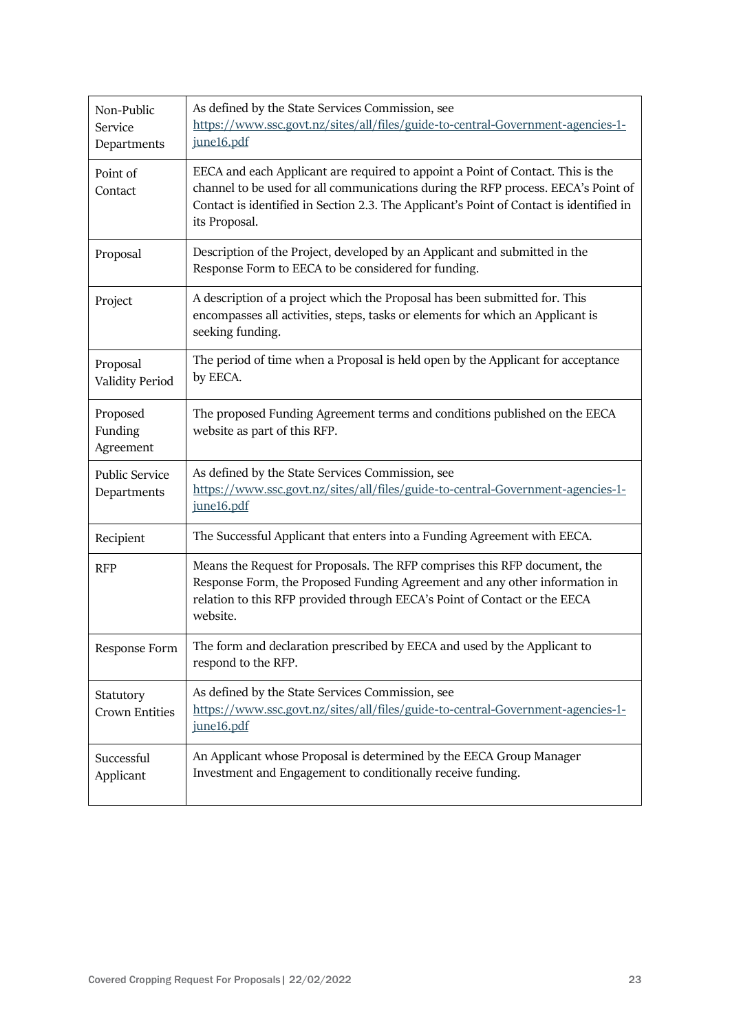| | |
|---|---|
| Non-Public Service Departments | As defined by the State Services Commission, see https://www.ssc.govt.nz/sites/all/files/guide-to-central-Government-agencies-1-june16.pdf |
| Point of Contact | EECA and each Applicant are required to appoint a Point of Contact. This is the channel to be used for all communications during the RFP process. EECA's Point of Contact is identified in Section 2.3. The Applicant's Point of Contact is identified in its Proposal. |
| Proposal | Description of the Project, developed by an Applicant and submitted in the Response Form to EECA to be considered for funding. |
| Project | A description of a project which the Proposal has been submitted for. This encompasses all activities, steps, tasks or elements for which an Applicant is seeking funding. |
| Proposal Validity Period | The period of time when a Proposal is held open by the Applicant for acceptance by EECA. |
| Proposed Funding Agreement | The proposed Funding Agreement terms and conditions published on the EECA website as part of this RFP. |
| Public Service Departments | As defined by the State Services Commission, see https://www.ssc.govt.nz/sites/all/files/guide-to-central-Government-agencies-1-june16.pdf |
| Recipient | The Successful Applicant that enters into a Funding Agreement with EECA. |
| RFP | Means the Request for Proposals. The RFP comprises this RFP document, the Response Form, the Proposed Funding Agreement and any other information in relation to this RFP provided through EECA's Point of Contact or the EECA website. |
| Response Form | The form and declaration prescribed by EECA and used by the Applicant to respond to the RFP. |
| Statutory Crown Entities | As defined by the State Services Commission, see https://www.ssc.govt.nz/sites/all/files/guide-to-central-Government-agencies-1-june16.pdf |
| Successful Applicant | An Applicant whose Proposal is determined by the EECA Group Manager Investment and Engagement to conditionally receive funding. |